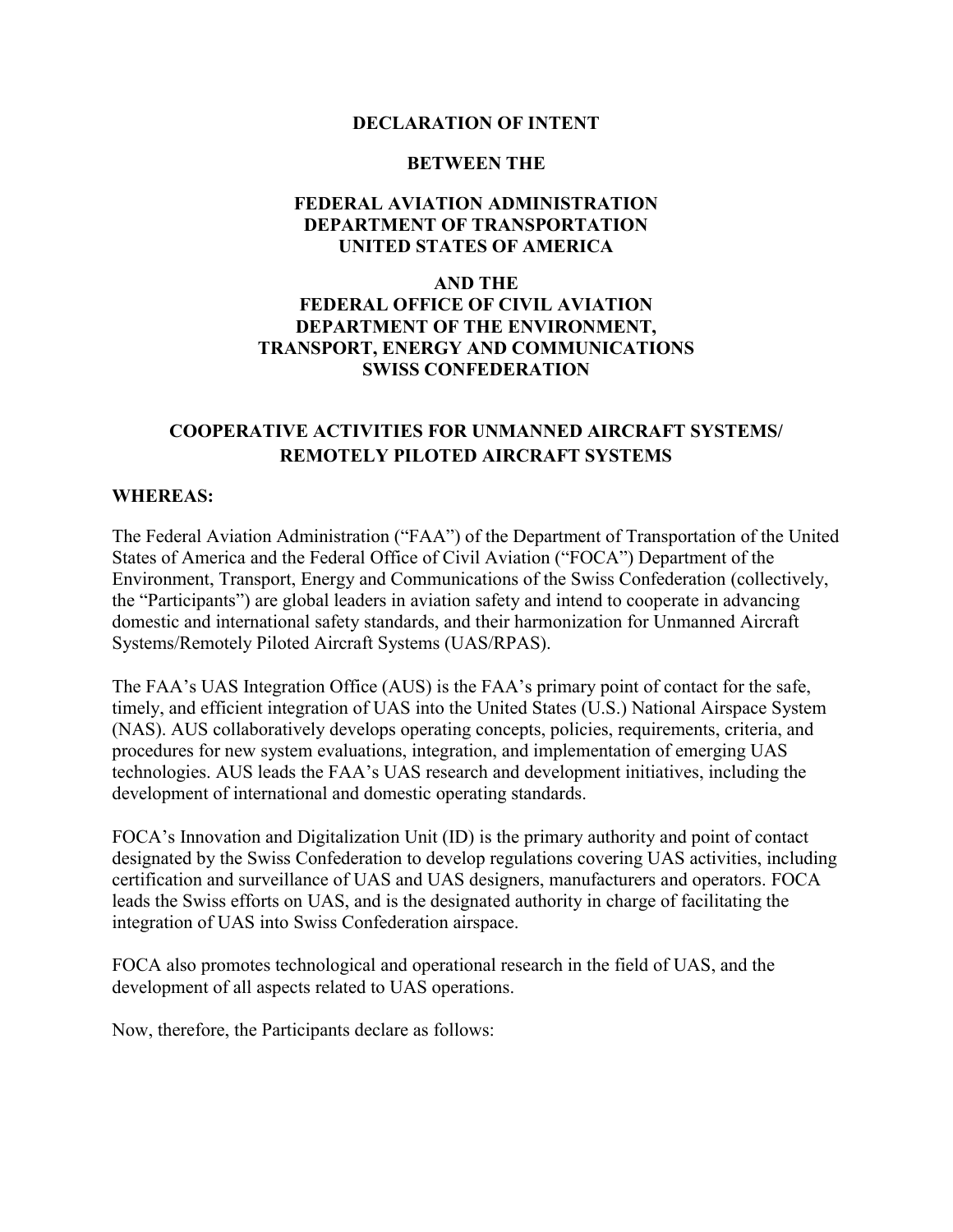**DECLARATION OF INTENT**

**BETWEEN THE**

**FEDERAL AVIATION ADMINISTRATION**
**DEPARTMENT OF TRANSPORTATION**
**UNITED STATES OF AMERICA**

**AND THE**
**FEDERAL OFFICE OF CIVIL AVIATION**
**DEPARTMENT OF THE ENVIRONMENT,**
**TRANSPORT, ENERGY AND COMMUNICATIONS**
**SWISS CONFEDERATION**

# COOPERATIVE ACTIVITIES FOR UNMANNED AIRCRAFT SYSTEMS/ REMOTELY PILOTED AIRCRAFT SYSTEMS

**WHEREAS:**

The Federal Aviation Administration ("FAA") of the Department of Transportation of the United States of America and the Federal Office of Civil Aviation ("FOCA") Department of the Environment, Transport, Energy and Communications of the Swiss Confederation (collectively, the "Participants") are global leaders in aviation safety and intend to cooperate in advancing domestic and international safety standards, and their harmonization for Unmanned Aircraft Systems/Remotely Piloted Aircraft Systems (UAS/RPAS).

The FAA's UAS Integration Office (AUS) is the FAA's primary point of contact for the safe, timely, and efficient integration of UAS into the United States (U.S.) National Airspace System (NAS). AUS collaboratively develops operating concepts, policies, requirements, criteria, and procedures for new system evaluations, integration, and implementation of emerging UAS technologies. AUS leads the FAA's UAS research and development initiatives, including the development of international and domestic operating standards.

FOCA's Innovation and Digitalization Unit (ID) is the primary authority and point of contact designated by the Swiss Confederation to develop regulations covering UAS activities, including certification and surveillance of UAS and UAS designers, manufacturers and operators. FOCA leads the Swiss efforts on UAS, and is the designated authority in charge of facilitating the integration of UAS into Swiss Confederation airspace.

FOCA also promotes technological and operational research in the field of UAS, and the development of all aspects related to UAS operations.

Now, therefore, the Participants declare as follows: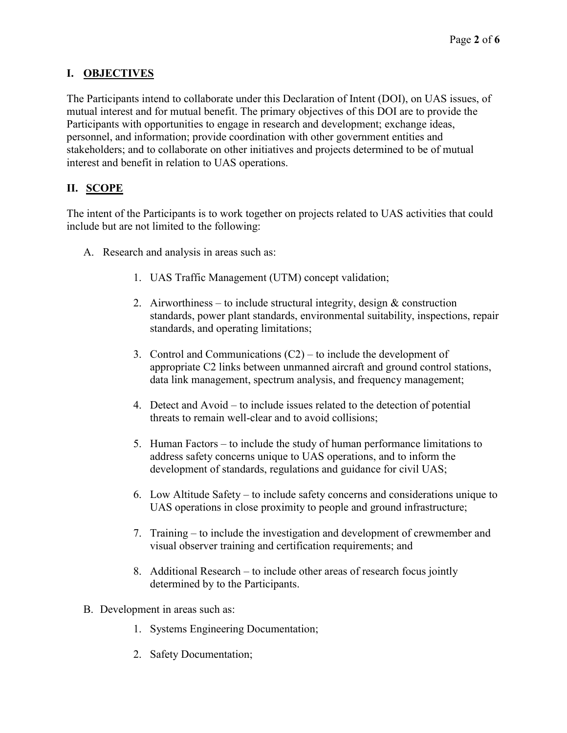## I. OBJECTIVES

The Participants intend to collaborate under this Declaration of Intent (DOI), on UAS issues, of mutual interest and for mutual benefit. The primary objectives of this DOI are to provide the Participants with opportunities to engage in research and development; exchange ideas, personnel, and information; provide coordination with other government entities and stakeholders; and to collaborate on other initiatives and projects determined to be of mutual interest and benefit in relation to UAS operations.

## II. SCOPE

The intent of the Participants is to work together on projects related to UAS activities that could include but are not limited to the following:

A. Research and analysis in areas such as:

1. UAS Traffic Management (UTM) concept validation;
2. Airworthiness – to include structural integrity, design & construction standards, power plant standards, environmental suitability, inspections, repair standards, and operating limitations;
3. Control and Communications (C2) – to include the development of appropriate C2 links between unmanned aircraft and ground control stations, data link management, spectrum analysis, and frequency management;
4. Detect and Avoid – to include issues related to the detection of potential threats to remain well-clear and to avoid collisions;
5. Human Factors – to include the study of human performance limitations to address safety concerns unique to UAS operations, and to inform the development of standards, regulations and guidance for civil UAS;
6. Low Altitude Safety – to include safety concerns and considerations unique to UAS operations in close proximity to people and ground infrastructure;
7. Training – to include the investigation and development of crewmember and visual observer training and certification requirements; and
8. Additional Research – to include other areas of research focus jointly determined by to the Participants.

B. Development in areas such as:

1. Systems Engineering Documentation;
2. Safety Documentation;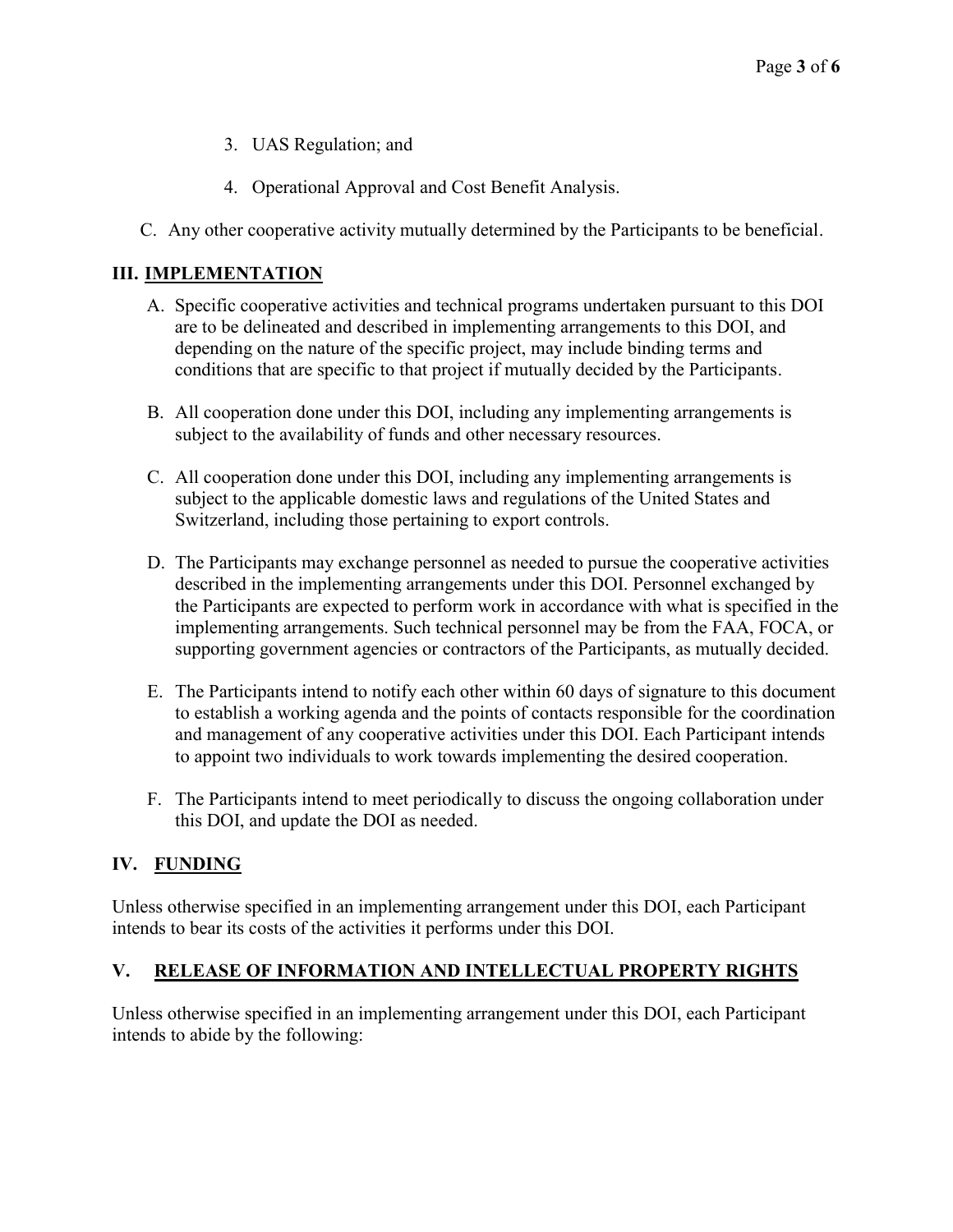3. UAS Regulation; and

4. Operational Approval and Cost Benefit Analysis.

C. Any other cooperative activity mutually determined by the Participants to be beneficial.

## III. IMPLEMENTATION

A. Specific cooperative activities and technical programs undertaken pursuant to this DOI are to be delineated and described in implementing arrangements to this DOI, and depending on the nature of the specific project, may include binding terms and conditions that are specific to that project if mutually decided by the Participants.

B. All cooperation done under this DOI, including any implementing arrangements is subject to the availability of funds and other necessary resources.

C. All cooperation done under this DOI, including any implementing arrangements is subject to the applicable domestic laws and regulations of the United States and Switzerland, including those pertaining to export controls.

D. The Participants may exchange personnel as needed to pursue the cooperative activities described in the implementing arrangements under this DOI. Personnel exchanged by the Participants are expected to perform work in accordance with what is specified in the implementing arrangements. Such technical personnel may be from the FAA, FOCA, or supporting government agencies or contractors of the Participants, as mutually decided.

E. The Participants intend to notify each other within 60 days of signature to this document to establish a working agenda and the points of contacts responsible for the coordination and management of any cooperative activities under this DOI. Each Participant intends to appoint two individuals to work towards implementing the desired cooperation.

F. The Participants intend to meet periodically to discuss the ongoing collaboration under this DOI, and update the DOI as needed.

## IV. FUNDING

Unless otherwise specified in an implementing arrangement under this DOI, each Participant intends to bear its costs of the activities it performs under this DOI.

## V. RELEASE OF INFORMATION AND INTELLECTUAL PROPERTY RIGHTS

Unless otherwise specified in an implementing arrangement under this DOI, each Participant intends to abide by the following: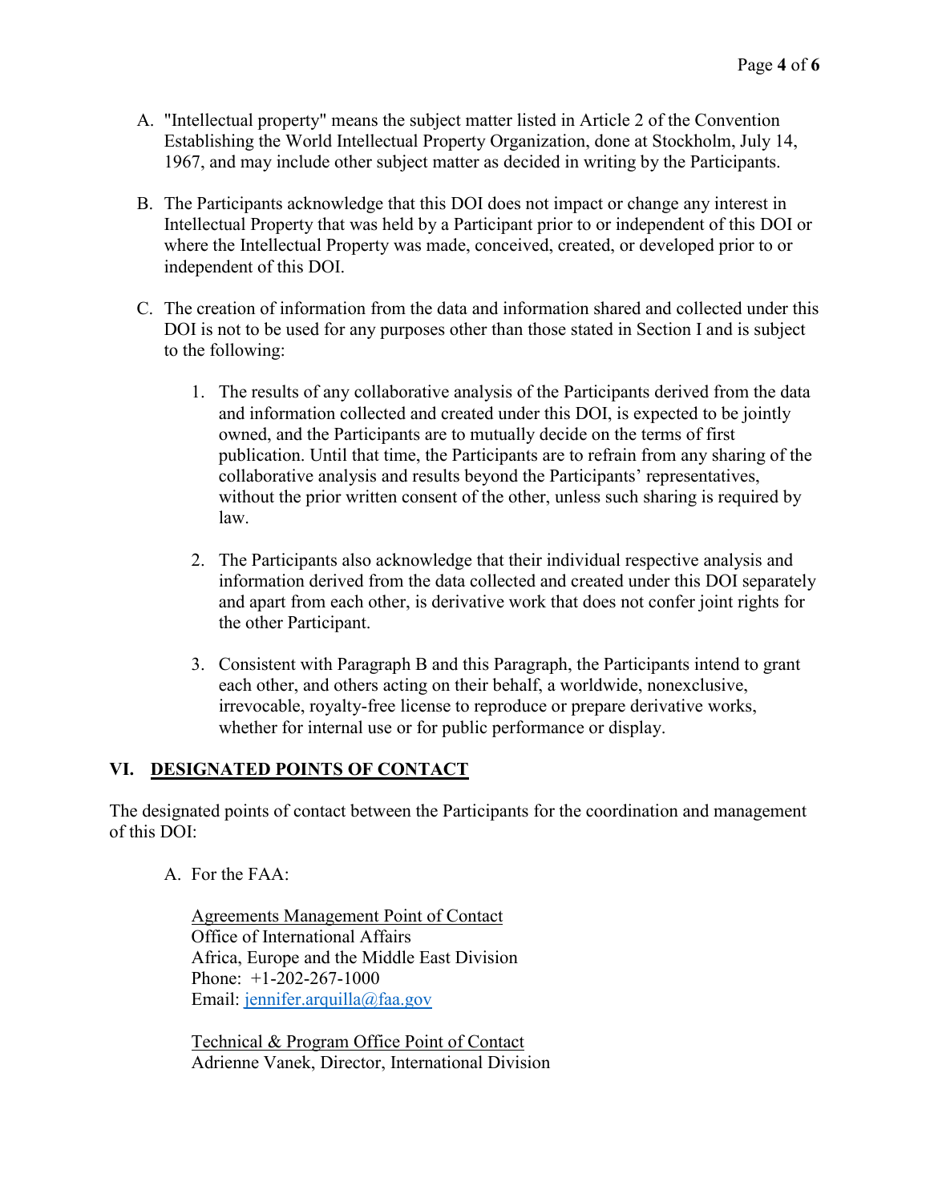A. "Intellectual property" means the subject matter listed in Article 2 of the Convention Establishing the World Intellectual Property Organization, done at Stockholm, July 14, 1967, and may include other subject matter as decided in writing by the Participants.

B. The Participants acknowledge that this DOI does not impact or change any interest in Intellectual Property that was held by a Participant prior to or independent of this DOI or where the Intellectual Property was made, conceived, created, or developed prior to or independent of this DOI.

C. The creation of information from the data and information shared and collected under this DOI is not to be used for any purposes other than those stated in Section I and is subject to the following:

   1. The results of any collaborative analysis of the Participants derived from the data and information collected and created under this DOI, is expected to be jointly owned, and the Participants are to mutually decide on the terms of first publication. Until that time, the Participants are to refrain from any sharing of the collaborative analysis and results beyond the Participants' representatives, without the prior written consent of the other, unless such sharing is required by law.

   2. The Participants also acknowledge that their individual respective analysis and information derived from the data collected and created under this DOI separately and apart from each other, is derivative work that does not confer joint rights for the other Participant.

   3. Consistent with Paragraph B and this Paragraph, the Participants intend to grant each other, and others acting on their behalf, a worldwide, nonexclusive, irrevocable, royalty-free license to reproduce or prepare derivative works, whether for internal use or for public performance or display.

## VI. DESIGNATED POINTS OF CONTACT

The designated points of contact between the Participants for the coordination and management of this DOI:

A. For the FAA:

   Agreements Management Point of Contact
   Office of International Affairs
   Africa, Europe and the Middle East Division
   Phone: +1-202-267-1000
   Email: jennifer.arquilla@faa.gov

   Technical & Program Office Point of Contact
   Adrienne Vanek, Director, International Division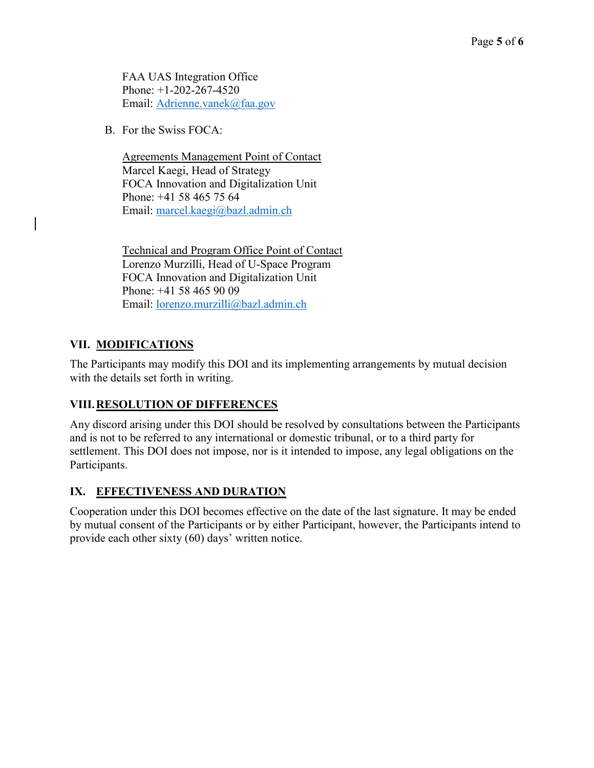FAA UAS Integration Office
Phone: +1-202-267-4520
Email: Adrienne.vanek@faa.gov

B. For the Swiss FOCA:

Agreements Management Point of Contact
Marcel Kaegi, Head of Strategy
FOCA Innovation and Digitalization Unit
Phone: +41 58 465 75 64
Email: marcel.kaegi@bazl.admin.ch

Technical and Program Office Point of Contact
Lorenzo Murzilli, Head of U-Space Program
FOCA Innovation and Digitalization Unit
Phone: +41 58 465 90 09
Email: lorenzo.murzilli@bazl.admin.ch

## VII. MODIFICATIONS

The Participants may modify this DOI and its implementing arrangements by mutual decision with the details set forth in writing.

## VIII. RESOLUTION OF DIFFERENCES

Any discord arising under this DOI should be resolved by consultations between the Participants and is not to be referred to any international or domestic tribunal, or to a third party for settlement. This DOI does not impose, nor is it intended to impose, any legal obligations on the Participants.

## IX. EFFECTIVENESS AND DURATION

Cooperation under this DOI becomes effective on the date of the last signature. It may be ended by mutual consent of the Participants or by either Participant, however, the Participants intend to provide each other sixty (60) days' written notice.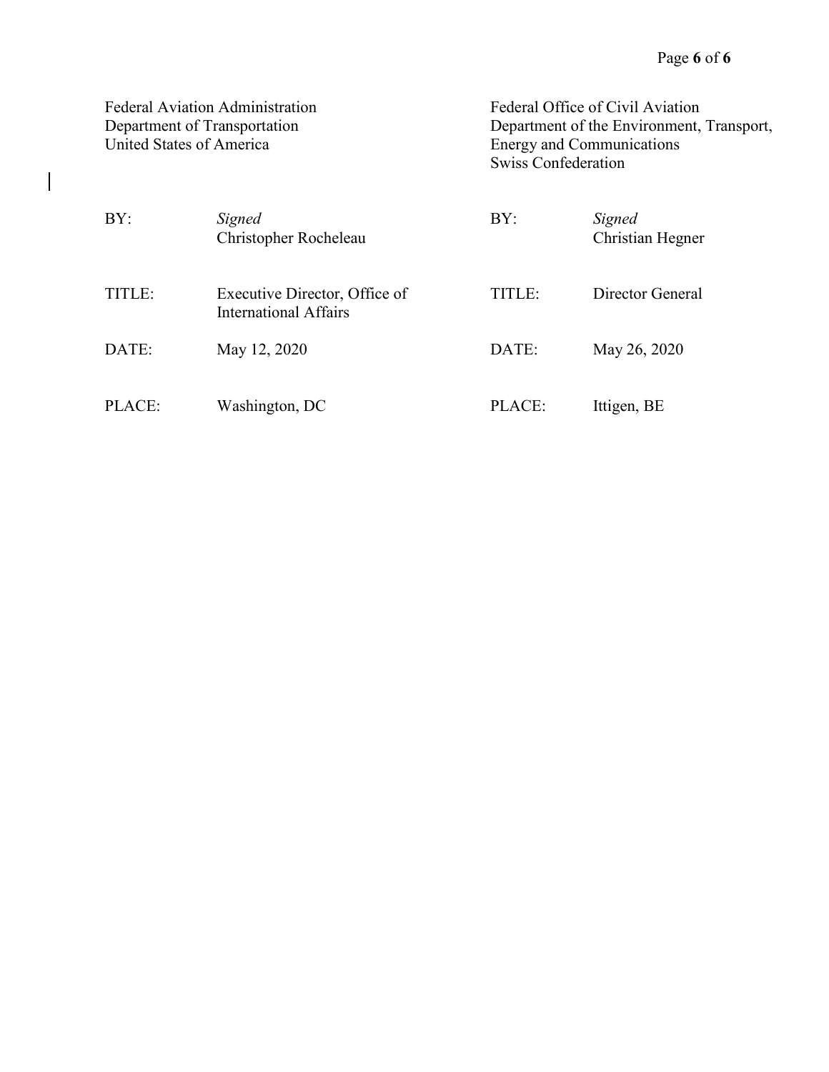| Federal Aviation Administration<br>Department of Transportation<br>United States of America | | Federal Office of Civil Aviation<br>Department of the Environment, Transport, Energy and Communications<br>Swiss Confederation | |
|---|---|---|---|
| BY: | *Signed*<br>Christopher Rocheleau | BY: | *Signed*<br>Christian Hegner |
| TITLE: | Executive Director, Office of International Affairs | TITLE: | Director General |
| DATE: | May 12, 2020 | DATE: | May 26, 2020 |
| PLACE: | Washington, DC | PLACE: | Ittigen, BE |